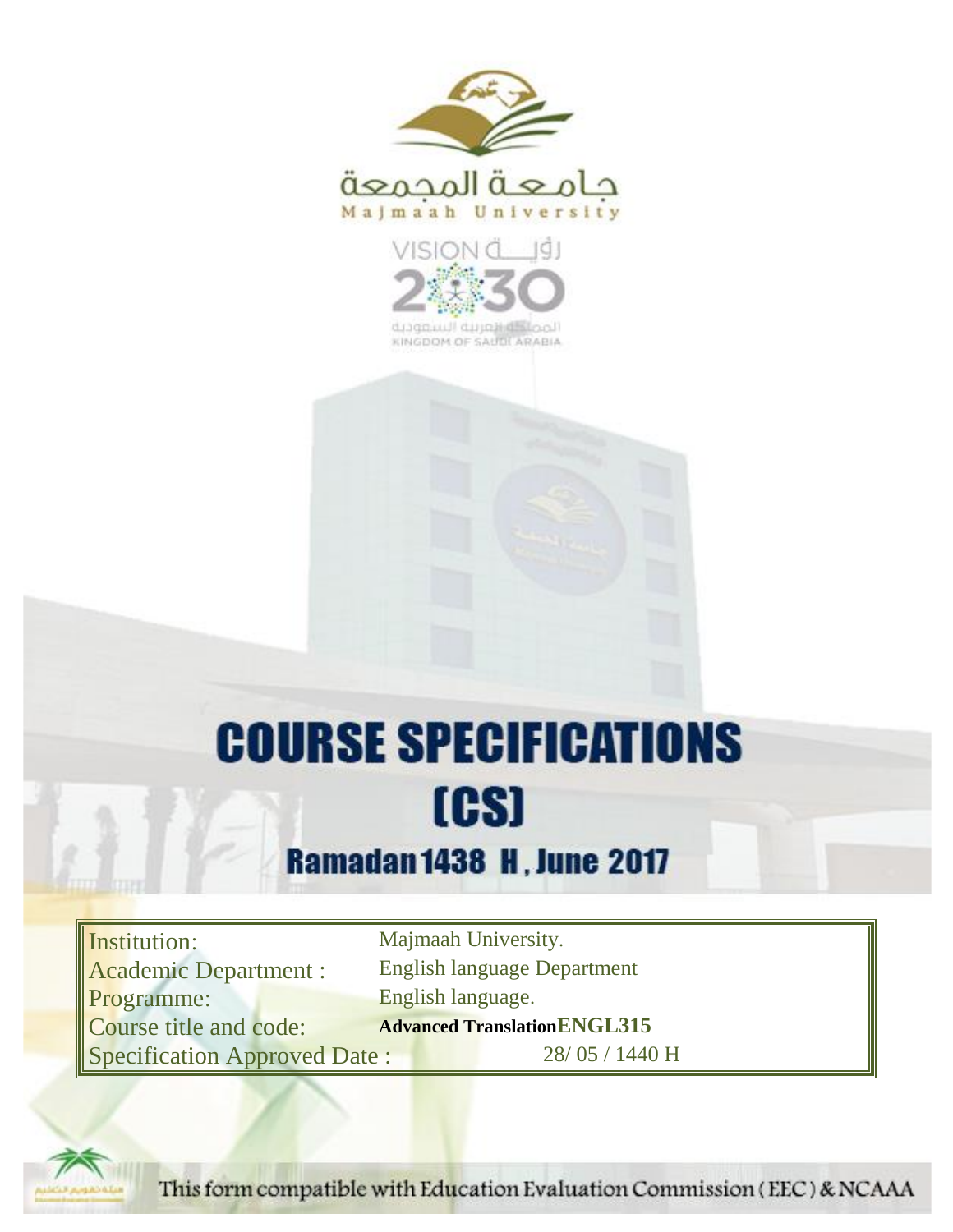جامعة المجمعة
Majmaah University

VISION رؤية 2030
المملكة العربية السعودية
KINGDOM OF SAUDI ARABIA

# COURSE SPECIFICATIONS (CS)

## Ramadan 1438 H , June 2017

| | |
|---|---|
| Institution: | Majmaah University. |
| Academic Department : | English language Department |
| Programme: | English language. |
| Course title and code: | **Advanced Translation** **ENGL315** |
| Specification Approved Date : | 28/ 05 / 1440 H |

This form compatible with Education Evaluation Commission ( EEC ) & NCAAA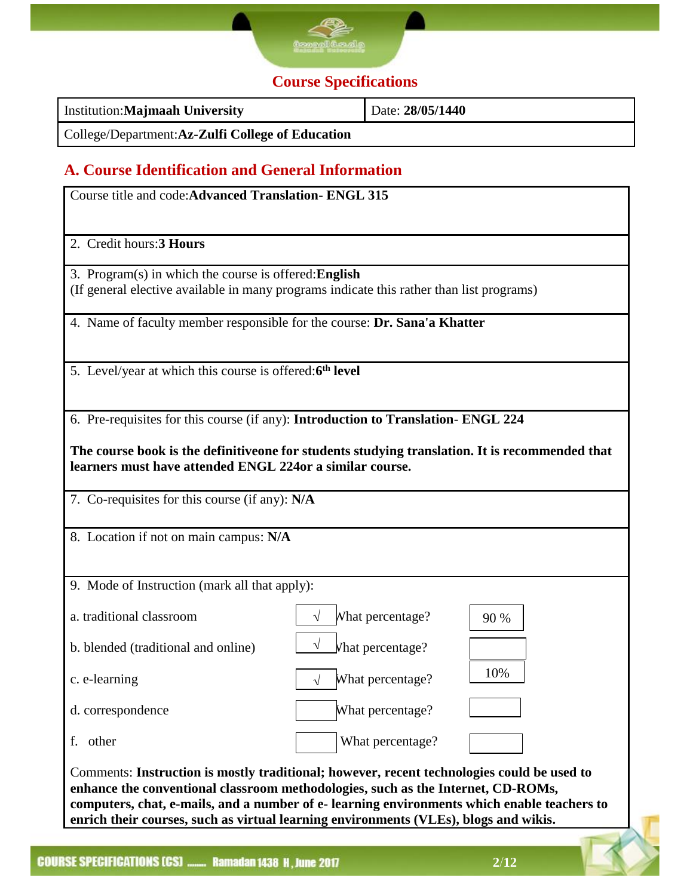# Course Specifications

| Institution: **Majmaah University** | Date: **28/05/1440** |
|---|---|
| College/Department: **Az-Zulfi College of Education** | |

## A. Course Identification and General Information

Course title and code: **Advanced Translation- ENGL 315**

2. Credit hours: **3 Hours**

3. Program(s) in which the course is offered: **English**
(If general elective available in many programs indicate this rather than list programs)

4. Name of faculty member responsible for the course: **Dr. Sana'a Khatter**

5. Level/year at which this course is offered: **6th level**

6. Pre-requisites for this course (if any): **Introduction to Translation**- **ENGL 224**

**The course book is the definitiveone for students studying translation. It is recommended that learners must have attended ENGL 224or a similar course.**

7. Co-requisites for this course (if any): **N/A**

8. Location if not on main campus: **N/A**

9. Mode of Instruction (mark all that apply):

| Mode | Mark | | Percentage |
|---|---|---|---|
| a. traditional classroom | √ | What percentage? | 90 % |
| b. blended (traditional and online) | √ | What percentage? | |
| c. e-learning | √ | What percentage? | 10% |
| d. correspondence | | What percentage? | |
| f. other | | What percentage? | |

Comments: **Instruction is mostly traditional; however, recent technologies could be used to enhance the conventional classroom methodologies, such as the Internet, CD-ROMs, computers, chat, e-mails, and a number of e- learning environments which enable teachers to enrich their courses, such as virtual learning environments (VLEs), blogs and wikis.**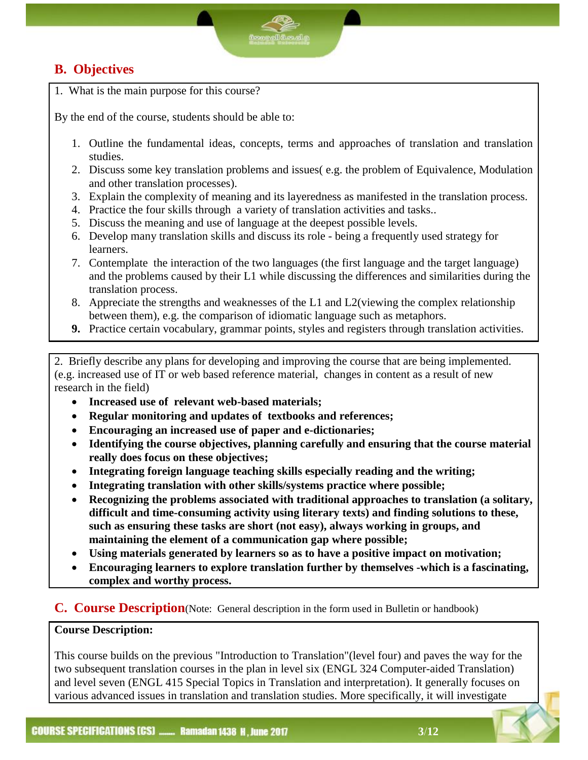## B. Objectives

1. What is the main purpose for this course?

By the end of the course, students should be able to:

1. Outline the fundamental ideas, concepts, terms and approaches of translation and translation studies.
2. Discuss some key translation problems and issues( e.g. the problem of Equivalence, Modulation and other translation processes).
3. Explain the complexity of meaning and its layeredness as manifested in the translation process.
4. Practice the four skills through a variety of translation activities and tasks..
5. Discuss the meaning and use of language at the deepest possible levels.
6. Develop many translation skills and discuss its role - being a frequently used strategy for learners.
7. Contemplate the interaction of the two languages (the first language and the target language) and the problems caused by their L1 while discussing the differences and similarities during the translation process.
8. Appreciate the strengths and weaknesses of the L1 and L2(viewing the complex relationship between them), e.g. the comparison of idiomatic language such as metaphors.
9. Practice certain vocabulary, grammar points, styles and registers through translation activities.

2. Briefly describe any plans for developing and improving the course that are being implemented. (e.g. increased use of IT or web based reference material, changes in content as a result of new research in the field)

- **Increased use of relevant web-based materials;**
- **Regular monitoring and updates of textbooks and references;**
- **Encouraging an increased use of paper and e-dictionaries;**
- **Identifying the course objectives, planning carefully and ensuring that the course material really does focus on these objectives;**
- **Integrating foreign language teaching skills especially reading and the writing;**
- **Integrating translation with other skills/systems practice where possible;**
- **Recognizing the problems associated with traditional approaches to translation (a solitary, difficult and time-consuming activity using literary texts) and finding solutions to these, such as ensuring these tasks are short (not easy), always working in groups, and maintaining the element of a communication gap where possible;**
- **Using materials generated by learners so as to have a positive impact on motivation;**
- **Encouraging learners to explore translation further by themselves -which is a fascinating, complex and worthy process.**

## C. Course Description(Note: General description in the form used in Bulletin or handbook)

**Course Description:**

This course builds on the previous "Introduction to Translation"(level four) and paves the way for the two subsequent translation courses in the plan in level six (ENGL 324 Computer-aided Translation) and level seven (ENGL 415 Special Topics in Translation and interpretation). It generally focuses on various advanced issues in translation and translation studies. More specifically, it will investigate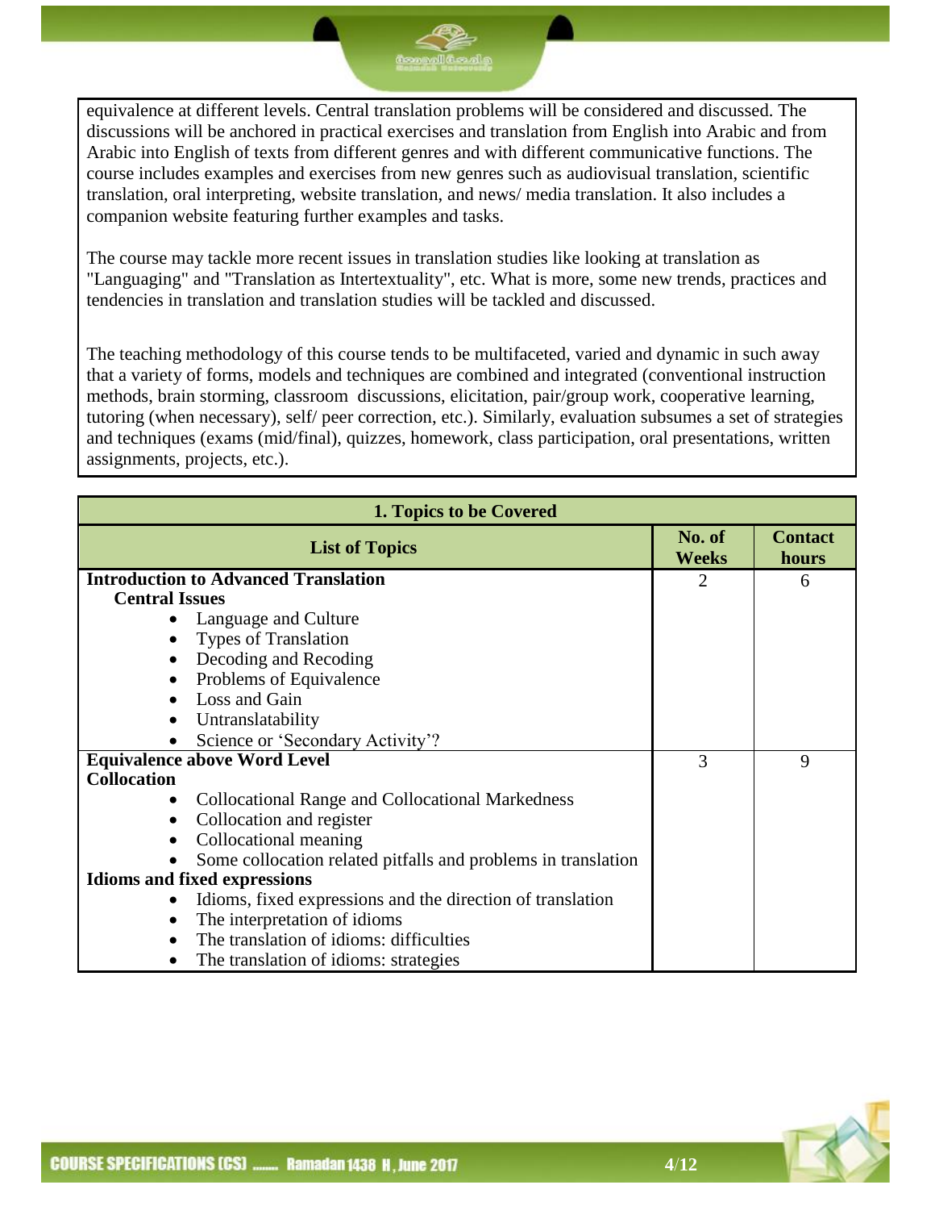equivalence at different levels. Central translation problems will be considered and discussed. The discussions will be anchored in practical exercises and translation from English into Arabic and from Arabic into English of texts from different genres and with different communicative functions. The course includes examples and exercises from new genres such as audiovisual translation, scientific translation, oral interpreting, website translation, and news/ media translation. It also includes a companion website featuring further examples and tasks.

The course may tackle more recent issues in translation studies like looking at translation as "Languaging" and "Translation as Intertextuality", etc. What is more, some new trends, practices and tendencies in translation and translation studies will be tackled and discussed.

The teaching methodology of this course tends to be multifaceted, varied and dynamic in such away that a variety of forms, models and techniques are combined and integrated (conventional instruction methods, brain storming, classroom discussions, elicitation, pair/group work, cooperative learning, tutoring (when necessary), self/ peer correction, etc.). Similarly, evaluation subsumes a set of strategies and techniques (exams (mid/final), quizzes, homework, class participation, oral presentations, written assignments, projects, etc.).

| 1. Topics to be Covered | | |
|---|---|---|
| **List of Topics** | **No. of Weeks** | **Contact hours** |
| **Introduction to Advanced Translation**<br>**Central Issues**<br>• Language and Culture<br>• Types of Translation<br>• Decoding and Recoding<br>• Problems of Equivalence<br>• Loss and Gain<br>• Untranslatability<br>• Science or 'Secondary Activity'? | 2 | 6 |
| **Equivalence above Word Level**<br>**Collocation**<br>• Collocational Range and Collocational Markedness<br>• Collocation and register<br>• Collocational meaning<br>• Some collocation related pitfalls and problems in translation<br>**Idioms and fixed expressions**<br>• Idioms, fixed expressions and the direction of translation<br>• The interpretation of idioms<br>• The translation of idioms: difficulties<br>• The translation of idioms: strategies | 3 | 9 |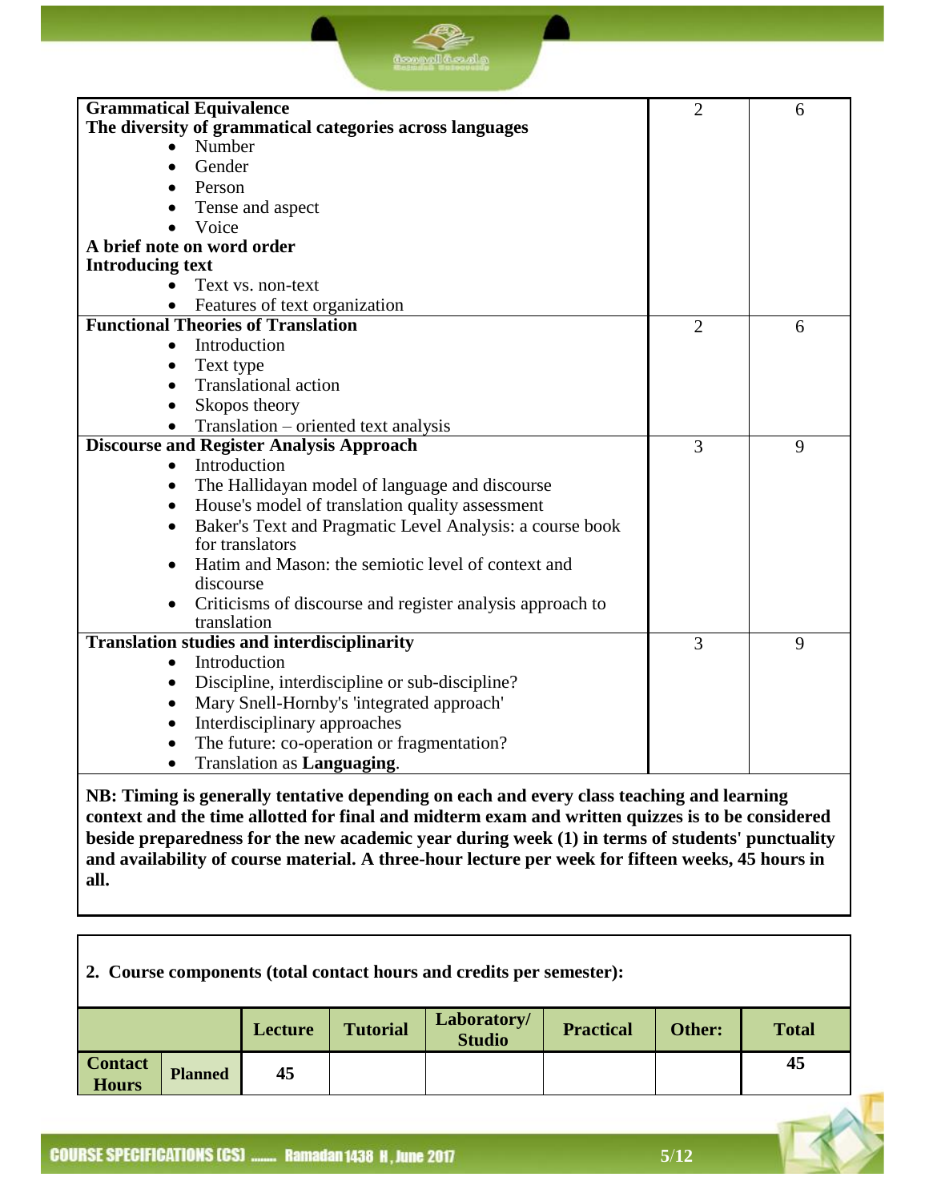| Topic | No. of Weeks | Contact hours |
|---|---|---|
| **Grammatical Equivalence**<br>**The diversity of grammatical categories across languages**<br>• Number<br>• Gender<br>• Person<br>• Tense and aspect<br>• Voice<br>**A brief note on word order**<br>**Introducing text**<br>• Text vs. non-text<br>• Features of text organization | 2 | 6 |
| **Functional Theories of Translation**<br>• Introduction<br>• Text type<br>• Translational action<br>• Skopos theory<br>• Translation – oriented text analysis | 2 | 6 |
| **Discourse and Register Analysis Approach**<br>• Introduction<br>• The Hallidayan model of language and discourse<br>• House's model of translation quality assessment<br>• Baker's Text and Pragmatic Level Analysis: a course book for translators<br>• Hatim and Mason: the semiotic level of context and discourse<br>• Criticisms of discourse and register analysis approach to translation | 3 | 9 |
| **Translation studies and interdisciplinarity**<br>• Introduction<br>• Discipline, interdiscipline or sub-discipline?<br>• Mary Snell-Hornby's 'integrated approach'<br>• Interdisciplinary approaches<br>• The future: co-operation or fragmentation?<br>• Translation as **Languaging**. | 3 | 9 |

**NB: Timing is generally tentative depending on each and every class teaching and learning context and the time allotted for final and midterm exam and written quizzes is to be considered beside preparedness for the new academic year during week (1) in terms of students' punctuality and availability of course material. A three-hour lecture per week for fifteen weeks, 45 hours in all.**

**2. Course components (total contact hours and credits per semester):**

| | | Lecture | Tutorial | Laboratory/ Studio | Practical | Other: | Total |
|---|---|---|---|---|---|---|---|
| **Contact Hours** | **Planned** | **45** | | | | | **45** |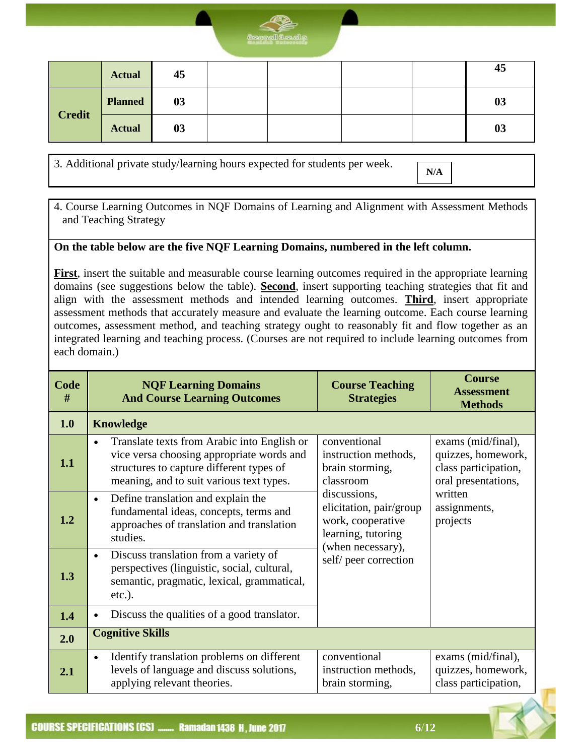| | | | | | | | |
|---|---|---|---|---|---|---|---|
| | **Actual** | **45** | | | | | **45** |
| **Credit** | **Planned** | **03** | | | | | **03** |
| | **Actual** | **03** | | | | | **03** |

| 3. Additional private study/learning hours expected for students per week. | **N/A** |
|---|---|

4. Course Learning Outcomes in NQF Domains of Learning and Alignment with Assessment Methods and Teaching Strategy

**On the table below are the five NQF Learning Domains, numbered in the left column.**

**First**, insert the suitable and measurable course learning outcomes required in the appropriate learning domains (see suggestions below the table). **Second**, insert supporting teaching strategies that fit and align with the assessment methods and intended learning outcomes. **Third**, insert appropriate assessment methods that accurately measure and evaluate the learning outcome. Each course learning outcomes, assessment method, and teaching strategy ought to reasonably fit and flow together as an integrated learning and teaching process. (Courses are not required to include learning outcomes from each domain.)

| Code # | NQF Learning Domains And Course Learning Outcomes | Course Teaching Strategies | Course Assessment Methods |
|---|---|---|---|
| **1.0** | **Knowledge** | | |
| **1.1** | • Translate texts from Arabic into English or vice versa choosing appropriate words and structures to capture different types of meaning, and to suit various text types. | conventional instruction methods, brain storming, classroom discussions, elicitation, pair/group work, cooperative learning, tutoring (when necessary), self/ peer correction | exams (mid/final), quizzes, homework, class participation, oral presentations, written assignments, projects |
| **1.2** | • Define translation and explain the fundamental ideas, concepts, terms and approaches of translation and translation studies. | | |
| **1.3** | • Discuss translation from a variety of perspectives (linguistic, social, cultural, semantic, pragmatic, lexical, grammatical, etc.). | | |
| **1.4** | • Discuss the qualities of a good translator. | | |
| **2.0** | **Cognitive Skills** | | |
| **2.1** | • Identify translation problems on different levels of language and discuss solutions, applying relevant theories. | conventional instruction methods, brain storming, | exams (mid/final), quizzes, homework, class participation, |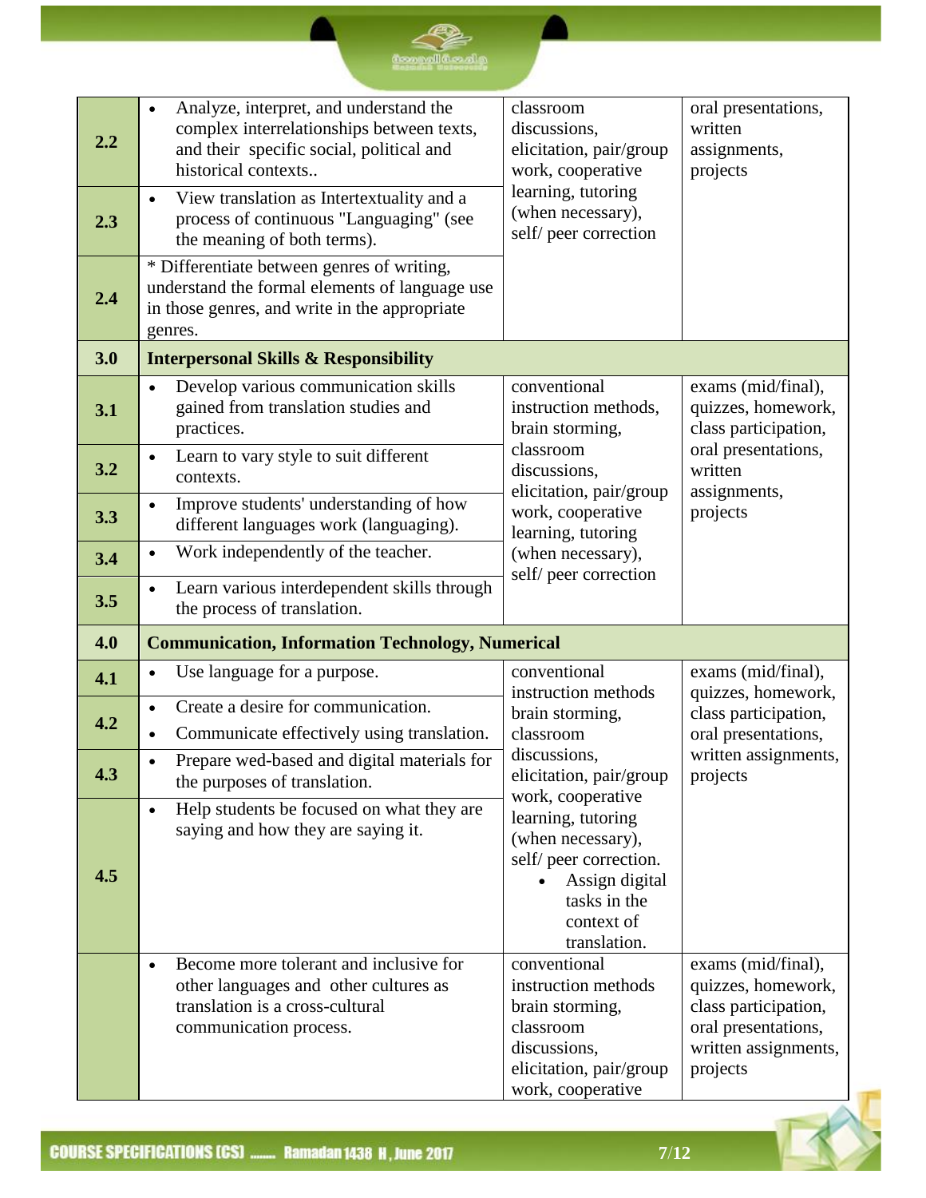| | | | |
|---|---|---|---|
| 2.2 | • Analyze, interpret, and understand the complex interrelationships between texts, and their specific social, political and historical contexts.. | classroom discussions, elicitation, pair/group work, cooperative learning, tutoring (when necessary), self/ peer correction | oral presentations, written assignments, projects |
| 2.3 | • View translation as Intertextuality and a process of continuous "Languaging" (see the meaning of both terms). | | |
| 2.4 | * Differentiate between genres of writing, understand the formal elements of language use in those genres, and write in the appropriate genres. | | |
| **3.0** | **Interpersonal Skills & Responsibility** | | |
| 3.1 | • Develop various communication skills gained from translation studies and practices. | conventional instruction methods, brain storming, classroom discussions, elicitation, pair/group work, cooperative learning, tutoring (when necessary), self/ peer correction | exams (mid/final), quizzes, homework, class participation, oral presentations, written assignments, projects |
| 3.2 | • Learn to vary style to suit different contexts. | | |
| 3.3 | • Improve students' understanding of how different languages work (languaging). | | |
| 3.4 | • Work independently of the teacher. | | |
| 3.5 | • Learn various interdependent skills through the process of translation. | | |
| **4.0** | **Communication, Information Technology, Numerical** | | |
| 4.1 | • Use language for a purpose. | conventional instruction methods brain storming, classroom discussions, elicitation, pair/group work, cooperative learning, tutoring (when necessary), self/ peer correction. • Assign digital tasks in the context of translation. | exams (mid/final), quizzes, homework, class participation, oral presentations, written assignments, projects |
| 4.2 | • Create a desire for communication. • Communicate effectively using translation. | | |
| 4.3 | • Prepare wed-based and digital materials for the purposes of translation. | | |
| 4.5 | • Help students be focused on what they are saying and how they are saying it. | | |
| | • Become more tolerant and inclusive for other languages and other cultures as translation is a cross-cultural communication process. | conventional instruction methods brain storming, classroom discussions, elicitation, pair/group work, cooperative | exams (mid/final), quizzes, homework, class participation, oral presentations, written assignments, projects |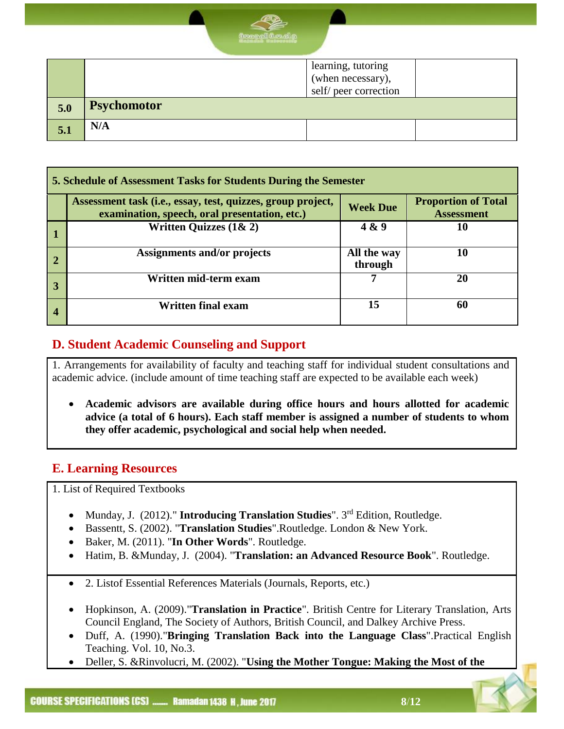| | | learning, tutoring (when necessary), self/ peer correction | |
|---|---|---|---|
| **5.0** | **Psychomotor** | | |
| **5.1** | **N/A** | | |

| **5. Schedule of Assessment Tasks for Students During the Semester** | | | |
|---|---|---|---|
| | **Assessment task (i.e., essay, test, quizzes, group project, examination, speech, oral presentation, etc.)** | **Week Due** | **Proportion of Total Assessment** |
| **1** | **Written Quizzes (1& 2)** | **4 & 9** | **10** |
| **2** | **Assignments and/or projects** | **All the way through** | **10** |
| **3** | **Written mid-term exam** | **7** | **20** |
| **4** | **Written final exam** | **15** | **60** |

## D. Student Academic Counseling and Support

1. Arrangements for availability of faculty and teaching staff for individual student consultations and academic advice. (include amount of time teaching staff are expected to be available each week)

- **Academic advisors are available during office hours and hours allotted for academic advice (a total of 6 hours). Each staff member is assigned a number of students to whom they offer academic, psychological and social help when needed.**

## E. Learning Resources

1. List of Required Textbooks

- Munday, J. (2012)." **Introducing Translation Studies**". 3rd Edition, Routledge.
- Bassentt, S. (2002). "**Translation Studies**".Routledge. London & New York.
- Baker, M. (2011). "**In Other Words**". Routledge.
- Hatim, B. &Munday, J. (2004). "**Translation: an Advanced Resource Book**". Routledge.

- 2. Listof Essential References Materials (Journals, Reports, etc.)

- Hopkinson, A. (2009)."**Translation in Practice**". British Centre for Literary Translation, Arts Council England, The Society of Authors, British Council, and Dalkey Archive Press.
- Duff, A. (1990)."**Bringing Translation Back into the Language Class**".Practical English Teaching. Vol. 10, No.3.
- Deller, S. &Rinvolucri, M. (2002). "**Using the Mother Tongue: Making the Most of the**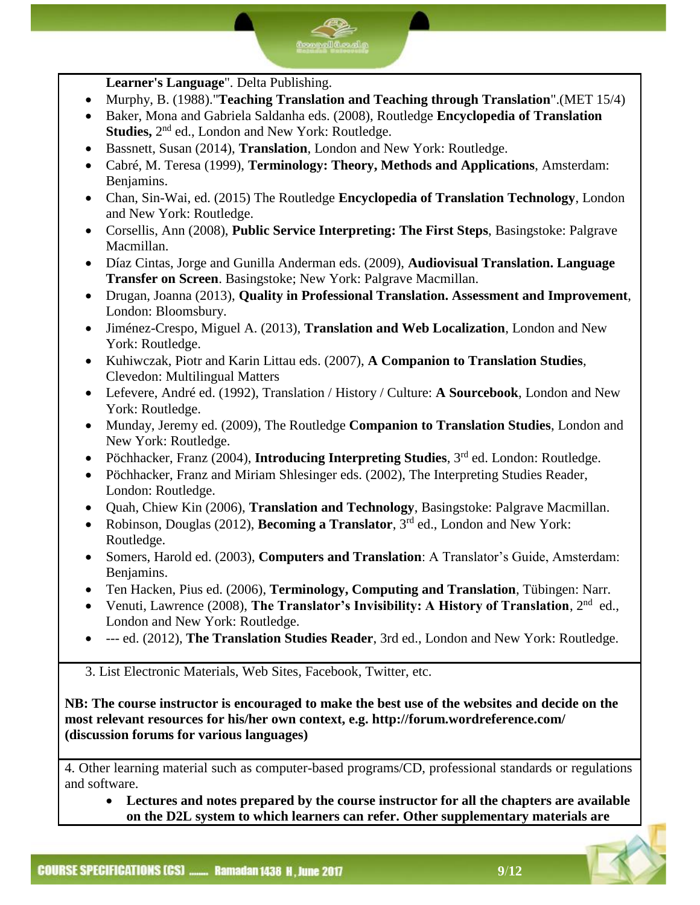**Learner's Language**". Delta Publishing.

- Murphy, B. (1988)."**Teaching Translation and Teaching through Translation**".(MET 15/4)
- Baker, Mona and Gabriela Saldanha eds. (2008), Routledge **Encyclopedia of Translation Studies,** 2nd ed., London and New York: Routledge.
- Bassnett, Susan (2014), **Translation**, London and New York: Routledge.
- Cabré, M. Teresa (1999), **Terminology: Theory, Methods and Applications**, Amsterdam: Benjamins.
- Chan, Sin-Wai, ed. (2015) The Routledge **Encyclopedia of Translation Technology**, London and New York: Routledge.
- Corsellis, Ann (2008), **Public Service Interpreting: The First Steps**, Basingstoke: Palgrave Macmillan.
- Díaz Cintas, Jorge and Gunilla Anderman eds. (2009), **Audiovisual Translation. Language Transfer on Screen**. Basingstoke; New York: Palgrave Macmillan.
- Drugan, Joanna (2013), **Quality in Professional Translation. Assessment and Improvement**, London: Bloomsbury.
- Jiménez-Crespo, Miguel A. (2013), **Translation and Web Localization**, London and New York: Routledge.
- Kuhiwczak, Piotr and Karin Littau eds. (2007), **A Companion to Translation Studies**, Clevedon: Multilingual Matters
- Lefevere, André ed. (1992), Translation / History / Culture: **A Sourcebook**, London and New York: Routledge.
- Munday, Jeremy ed. (2009), The Routledge **Companion to Translation Studies**, London and New York: Routledge.
- Pöchhacker, Franz (2004), **Introducing Interpreting Studies**, 3rd ed. London: Routledge.
- Pöchhacker, Franz and Miriam Shlesinger eds. (2002), The Interpreting Studies Reader, London: Routledge.
- Quah, Chiew Kin (2006), **Translation and Technology**, Basingstoke: Palgrave Macmillan.
- Robinson, Douglas (2012), **Becoming a Translator**, 3rd ed., London and New York: Routledge.
- Somers, Harold ed. (2003), **Computers and Translation**: A Translator's Guide, Amsterdam: Benjamins.
- Ten Hacken, Pius ed. (2006), **Terminology, Computing and Translation**, Tübingen: Narr.
- Venuti, Lawrence (2008), **The Translator's Invisibility: A History of Translation**, 2nd ed., London and New York: Routledge.
- --- ed. (2012), **The Translation Studies Reader**, 3rd ed., London and New York: Routledge.

3. List Electronic Materials, Web Sites, Facebook, Twitter, etc.

**NB: The course instructor is encouraged to make the best use of the websites and decide on the most relevant resources for his/her own context, e.g. http://forum.wordreference.com/ (discussion forums for various languages)**

4. Other learning material such as computer-based programs/CD, professional standards or regulations and software.

- **Lectures and notes prepared by the course instructor for all the chapters are available on the D2L system to which learners can refer. Other supplementary materials are**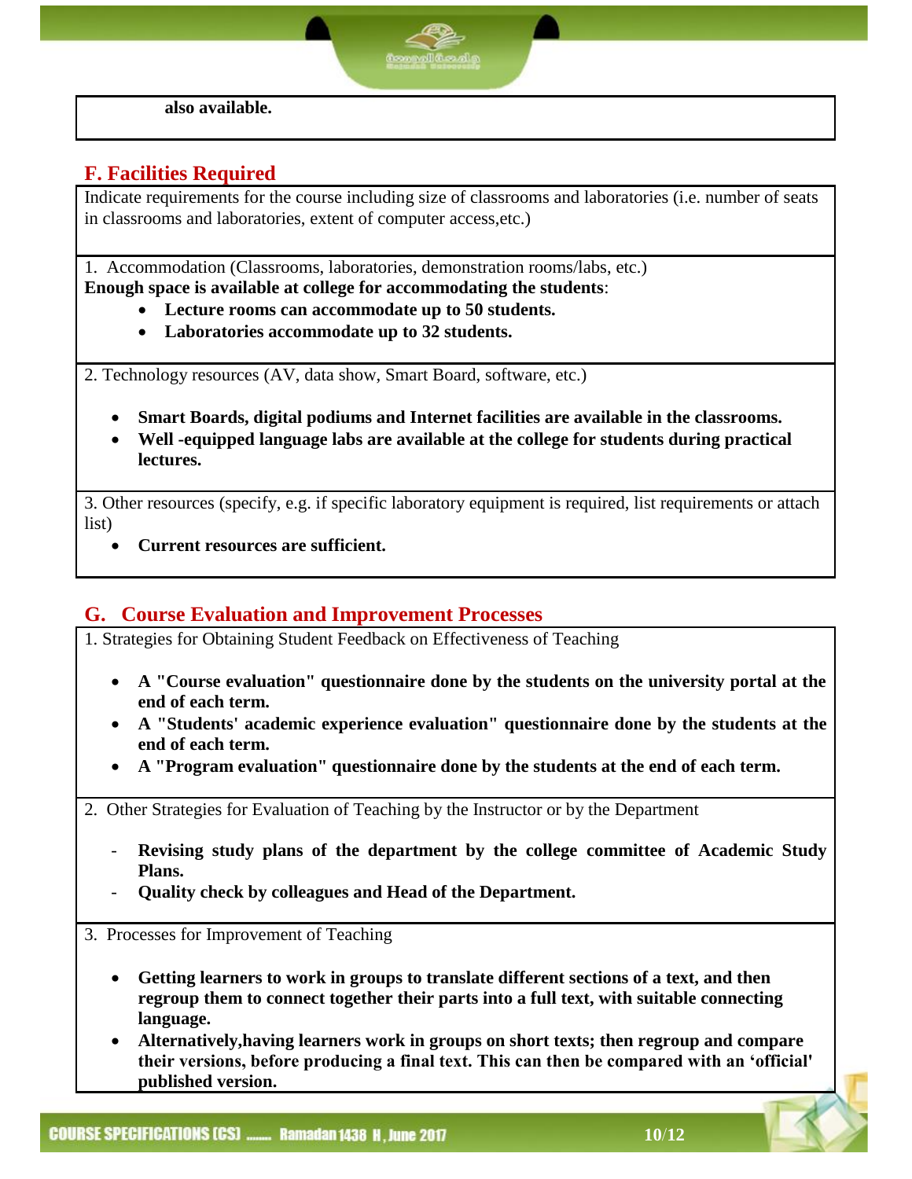**also available.**

## F. Facilities Required

Indicate requirements for the course including size of classrooms and laboratories (i.e. number of seats in classrooms and laboratories, extent of computer access,etc.)

1. Accommodation (Classrooms, laboratories, demonstration rooms/labs, etc.)

**Enough space is available at college for accommodating the students**:

- **Lecture rooms can accommodate up to 50 students.**
- **Laboratories accommodate up to 32 students.**

2. Technology resources (AV, data show, Smart Board, software, etc.)

- **Smart Boards, digital podiums and Internet facilities are available in the classrooms.**
- **Well -equipped language labs are available at the college for students during practical lectures.**

3. Other resources (specify, e.g. if specific laboratory equipment is required, list requirements or attach list)

- **Current resources are sufficient.**

## G. Course Evaluation and Improvement Processes

1. Strategies for Obtaining Student Feedback on Effectiveness of Teaching

- **A "Course evaluation" questionnaire done by the students on the university portal at the end of each term.**
- **A "Students' academic experience evaluation" questionnaire done by the students at the end of each term.**
- **A "Program evaluation" questionnaire done by the students at the end of each term.**

2. Other Strategies for Evaluation of Teaching by the Instructor or by the Department

- **Revising study plans of the department by the college committee of Academic Study Plans.**
- **Quality check by colleagues and Head of the Department.**

3. Processes for Improvement of Teaching

- **Getting learners to work in groups to translate different sections of a text, and then regroup them to connect together their parts into a full text, with suitable connecting language.**
- **Alternatively,having learners work in groups on short texts; then regroup and compare their versions, before producing a final text. This can then be compared with an 'official' published version.**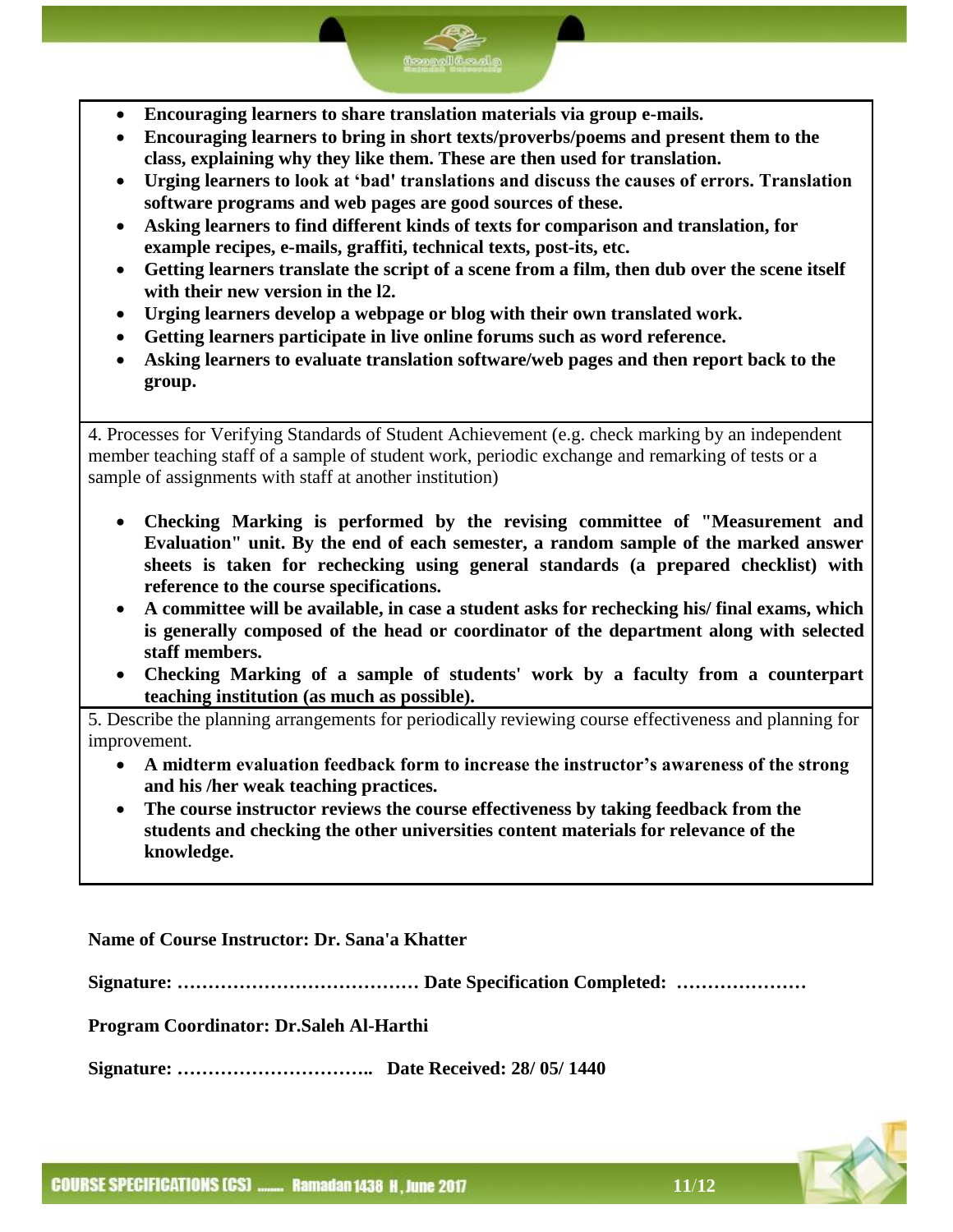- **Encouraging learners to share translation materials via group e-mails.**
- **Encouraging learners to bring in short texts/proverbs/poems and present them to the class, explaining why they like them. These are then used for translation.**
- **Urging learners to look at 'bad' translations and discuss the causes of errors. Translation software programs and web pages are good sources of these.**
- **Asking learners to find different kinds of texts for comparison and translation, for example recipes, e-mails, graffiti, technical texts, post-its, etc.**
- **Getting learners translate the script of a scene from a film, then dub over the scene itself with their new version in the l2.**
- **Urging learners develop a webpage or blog with their own translated work.**
- **Getting learners participate in live online forums such as word reference.**
- **Asking learners to evaluate translation software/web pages and then report back to the group.**

4. Processes for Verifying Standards of Student Achievement (e.g. check marking by an independent member teaching staff of a sample of student work, periodic exchange and remarking of tests or a sample of assignments with staff at another institution)

- **Checking Marking is performed by the revising committee of "Measurement and Evaluation" unit. By the end of each semester, a random sample of the marked answer sheets is taken for rechecking using general standards (a prepared checklist) with reference to the course specifications.**
- **A committee will be available, in case a student asks for rechecking his/ final exams, which is generally composed of the head or coordinator of the department along with selected staff members.**
- **Checking Marking of a sample of students' work by a faculty from a counterpart teaching institution (as much as possible).**

5. Describe the planning arrangements for periodically reviewing course effectiveness and planning for improvement.

- **A midterm evaluation feedback form to increase the instructor's awareness of the strong and his /her weak teaching practices.**
- **The course instructor reviews the course effectiveness by taking feedback from the students and checking the other universities content materials for relevance of the knowledge.**

**Name of Course Instructor: Dr. Sana'a Khatter**

**Signature: ………………………………… Date Specification Completed: …………………**

**Program Coordinator: Dr.Saleh Al-Harthi**

**Signature: ………………………….. Date Received: 28/ 05/ 1440**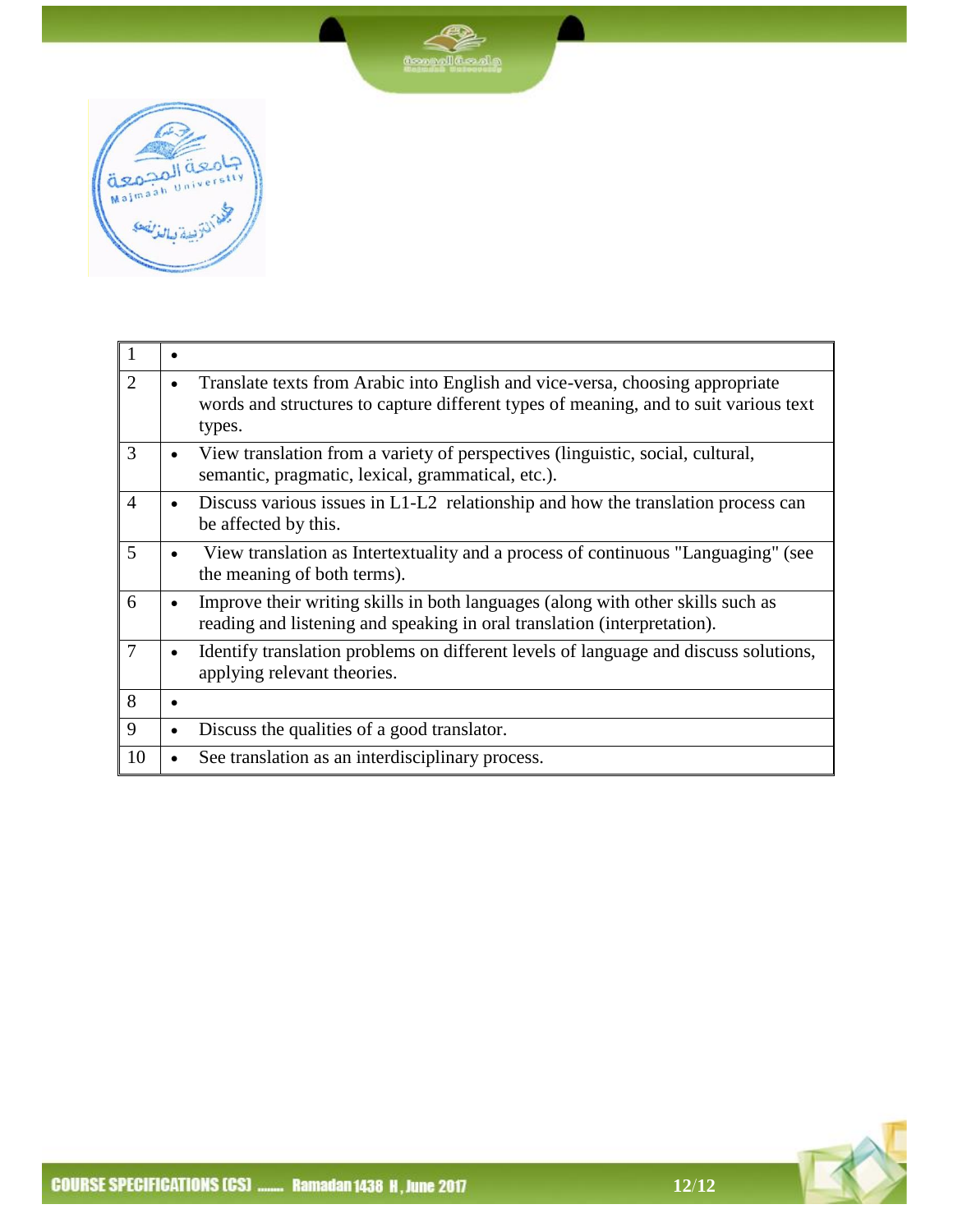| | |
|---|---|
| 1 | • |
| 2 | • Translate texts from Arabic into English and vice-versa, choosing appropriate words and structures to capture different types of meaning, and to suit various text types. |
| 3 | • View translation from a variety of perspectives (linguistic, social, cultural, semantic, pragmatic, lexical, grammatical, etc.). |
| 4 | • Discuss various issues in L1-L2 relationship and how the translation process can be affected by this. |
| 5 | • View translation as Intertextuality and a process of continuous "Languaging" (see the meaning of both terms). |
| 6 | • Improve their writing skills in both languages (along with other skills such as reading and listening and speaking in oral translation (interpretation). |
| 7 | • Identify translation problems on different levels of language and discuss solutions, applying relevant theories. |
| 8 | • |
| 9 | • Discuss the qualities of a good translator. |
| 10 | • See translation as an interdisciplinary process. |